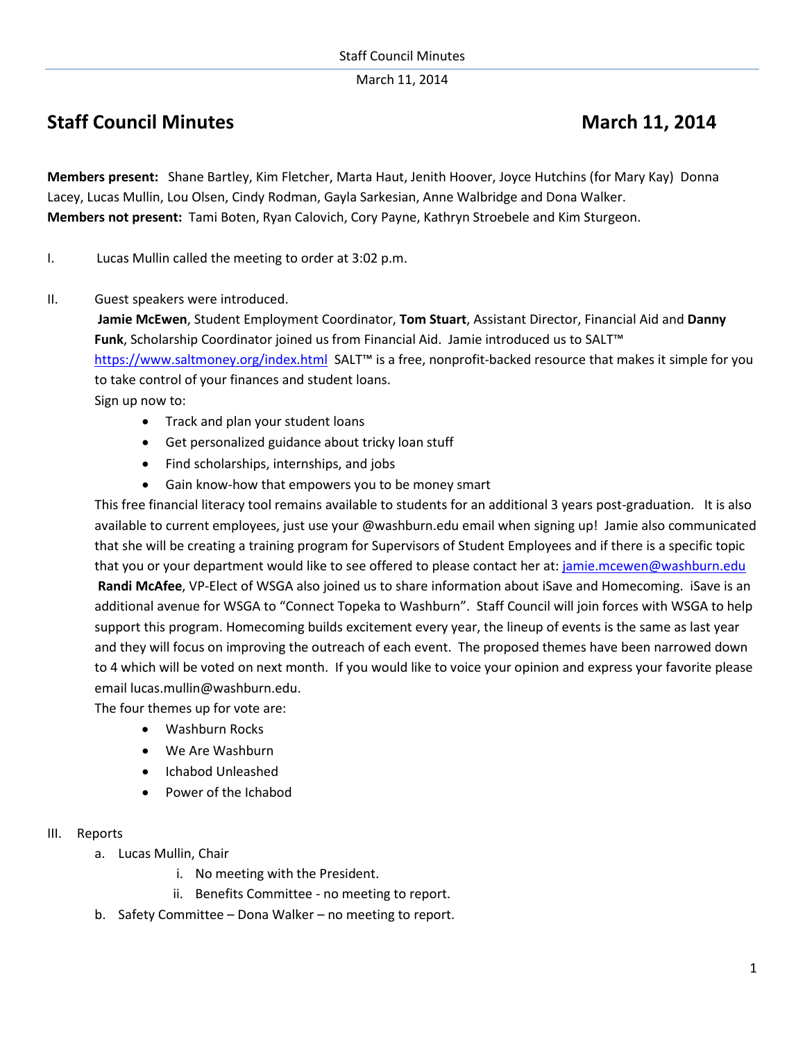# Staff Council Minutes March 11, 2014

**Members present:** Shane Bartley, Kim Fletcher, Marta Haut, Jenith Hoover, Joyce Hutchins (for Mary Kay) Donna Lacey, Lucas Mullin, Lou Olsen, Cindy Rodman, Gayla Sarkesian, Anne Walbridge and Dona Walker.
**Members not present:** Tami Boten, Ryan Calovich, Cory Payne, Kathryn Stroebele and Kim Sturgeon.

I. Lucas Mullin called the meeting to order at 3:02 p.m.

II. Guest speakers were introduced.

**Jamie McEwen**, Student Employment Coordinator, **Tom Stuart**, Assistant Director, Financial Aid and **Danny Funk**, Scholarship Coordinator joined us from Financial Aid. Jamie introduced us to SALT™ https://www.saltmoney.org/index.html SALT™ is a free, nonprofit-backed resource that makes it simple for you to take control of your finances and student loans.

Sign up now to:

- Track and plan your student loans
- Get personalized guidance about tricky loan stuff
- Find scholarships, internships, and jobs
- Gain know-how that empowers you to be money smart

This free financial literacy tool remains available to students for an additional 3 years post-graduation. It is also available to current employees, just use your @washburn.edu email when signing up! Jamie also communicated that she will be creating a training program for Supervisors of Student Employees and if there is a specific topic that you or your department would like to see offered to please contact her at: jamie.mcewen@washburn.edu

**Randi McAfee**, VP-Elect of WSGA also joined us to share information about iSave and Homecoming. iSave is an additional avenue for WSGA to "Connect Topeka to Washburn". Staff Council will join forces with WSGA to help support this program. Homecoming builds excitement every year, the lineup of events is the same as last year and they will focus on improving the outreach of each event. The proposed themes have been narrowed down to 4 which will be voted on next month. If you would like to voice your opinion and express your favorite please email lucas.mullin@washburn.edu.

The four themes up for vote are:

- Washburn Rocks
- We Are Washburn
- Ichabod Unleashed
- Power of the Ichabod

III. Reports

a. Lucas Mullin, Chair
   i. No meeting with the President.
   ii. Benefits Committee - no meeting to report.

b. Safety Committee – Dona Walker – no meeting to report.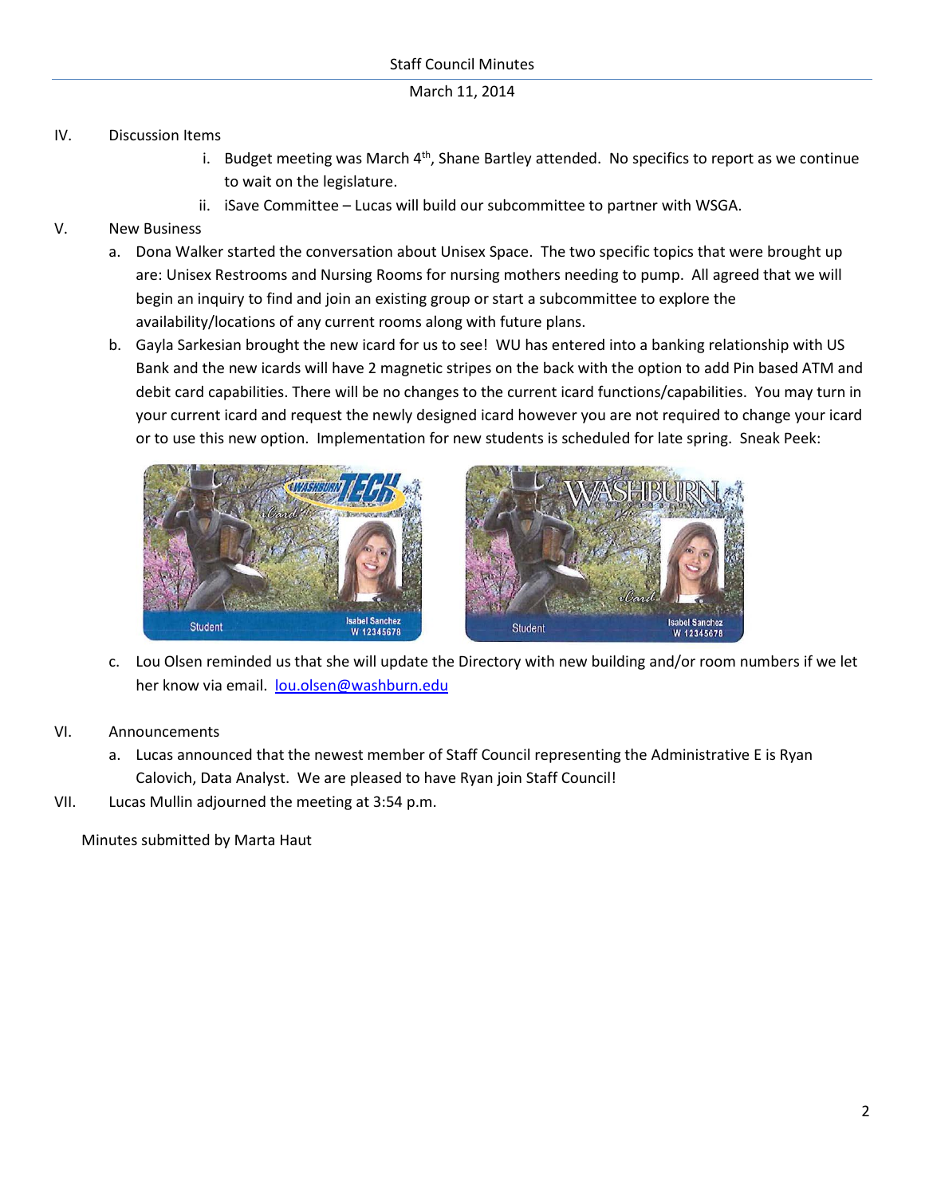IV. Discussion Items

  i. Budget meeting was March 4th, Shane Bartley attended. No specifics to report as we continue to wait on the legislature.

  ii. iSave Committee – Lucas will build our subcommittee to partner with WSGA.

V. New Business

  a. Dona Walker started the conversation about Unisex Space. The two specific topics that were brought up are: Unisex Restrooms and Nursing Rooms for nursing mothers needing to pump. All agreed that we will begin an inquiry to find and join an existing group or start a subcommittee to explore the availability/locations of any current rooms along with future plans.

  b. Gayla Sarkesian brought the new icard for us to see! WU has entered into a banking relationship with US Bank and the new icards will have 2 magnetic stripes on the back with the option to add Pin based ATM and debit card capabilities. There will be no changes to the current icard functions/capabilities. You may turn in your current icard and request the newly designed icard however you are not required to change your icard or to use this new option. Implementation for new students is scheduled for late spring. Sneak Peek:

  c. Lou Olsen reminded us that she will update the Directory with new building and/or room numbers if we let her know via email. lou.olsen@washburn.edu

VI. Announcements

  a. Lucas announced that the newest member of Staff Council representing the Administrative E is Ryan Calovich, Data Analyst. We are pleased to have Ryan join Staff Council!

VII. Lucas Mullin adjourned the meeting at 3:54 p.m.

Minutes submitted by Marta Haut